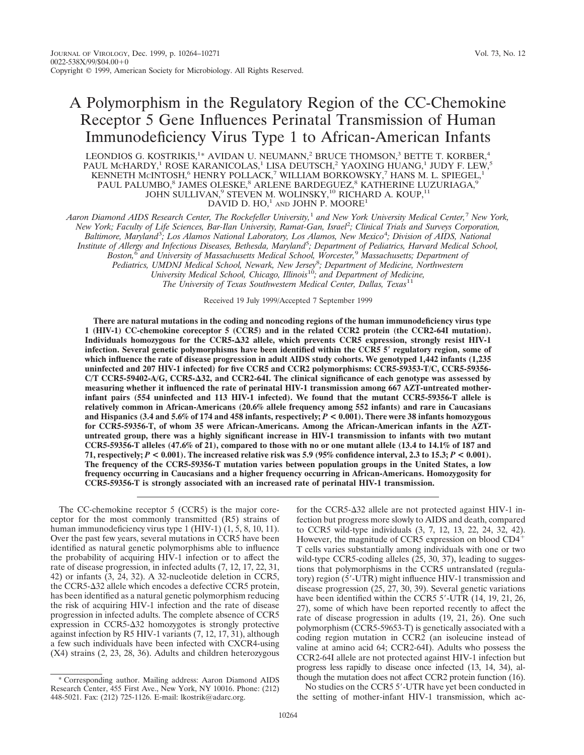# A Polymorphism in the Regulatory Region of the CC-Chemokine Receptor 5 Gene Influences Perinatal Transmission of Human Immunodeficiency Virus Type 1 to African-American Infants

LEONDIOS G. KOSTRIKIS,[1]* AVIDAN U. NEUMANN,[2] BRUCE THOMSON,[3] BETTE T. KORBER,[4] PAUL McHARDY,[1] ROSE KARANICOLAS,[1] LISA DEUTSCH,[2] YAOXING HUANG,[1] JUDY F. LEW,[5] KENNETH McINTOSH,[6] HENRY POLLACK,[7] WILLIAM BORKOWSKY,[7] HANS M. L. SPIEGEL,[1] PAUL PALUMBO,[8] JAMES OLESKE,[8] ARLENE BARDEGUEZ,[8] KATHERINE LUZURIAGA,[9] JOHN SULLIVAN,[9] STEVEN M. WOLINSKY,[10] RICHARD A. KOUP,[11] DAVID D. HO,[1] AND JOHN P. MOORE[1]

*Aaron Diamond AIDS Research Center, The Rockefeller University,[1] and New York University Medical Center,[7] New York, New York; Faculty of Life Sciences, Bar-Ilan University, Ramat-Gan, Israel[2]; Clinical Trials and Surveys Corporation, Baltimore, Maryland[3]; Los Alamos National Laboratory, Los Alamos, New Mexico[4]; Division of AIDS, National Institute of Allergy and Infectious Diseases, Bethesda, Maryland[5]; Department of Pediatrics, Harvard Medical School, Boston,[6] and University of Massachusetts Medical School, Worcester,[9] Massachusetts; Department of Pediatrics, UMDNJ Medical School, Newark, New Jersey[8]; Department of Medicine, Northwestern University Medical School, Chicago, Illinois[10]; and Department of Medicine, The University of Texas Southwestern Medical Center, Dallas, Texas[11]*

Received 19 July 1999/Accepted 7 September 1999

**There are natural mutations in the coding and noncoding regions of the human immunodeficiency virus type 1 (HIV-1) CC-chemokine coreceptor 5 (CCR5) and in the related CCR2 protein (the CCR2-64I mutation). Individuals homozygous for the CCR5-Δ32 allele, which prevents CCR5 expression, strongly resist HIV-1 infection. Several genetic polymorphisms have been identified within the CCR5 5′ regulatory region, some of which influence the rate of disease progression in adult AIDS study cohorts. We genotyped 1,442 infants (1,235 uninfected and 207 HIV-1 infected) for five CCR5 and CCR2 polymorphisms: CCR5-59353-T/C, CCR5-59356-C/T CCR5-59402-A/G, CCR5-Δ32, and CCR2-64I. The clinical significance of each genotype was assessed by measuring whether it influenced the rate of perinatal HIV-1 transmission among 667 AZT-untreated mother-infant pairs (554 uninfected and 113 HIV-1 infected). We found that the mutant CCR5-59356-T allele is relatively common in African-Americans (20.6% allele frequency among 552 infants) and rare in Caucasians and Hispanics (3.4 and 5.6% of 174 and 458 infants, respectively; $P < 0.001$). There were 38 infants homozygous for CCR5-59356-T, of whom 35 were African-Americans. Among the African-American infants in the AZT-untreated group, there was a highly significant increase in HIV-1 transmission to infants with two mutant CCR5-59356-T alleles (47.6% of 21), compared to those with no or one mutant allele (13.4 to 14.1% of 187 and 71, respectively; $P < 0.001$). The increased relative risk was 5.9 (95% confidence interval, 2.3 to 15.3; $P < 0.001$). The frequency of the CCR5-59356-T mutation varies between population groups in the United States, a low frequency occurring in Caucasians and a higher frequency occurring in African-Americans. Homozygosity for CCR5-59356-T is strongly associated with an increased rate of perinatal HIV-1 transmission.**

The CC-chemokine receptor 5 (CCR5) is the major coreceptor for the most commonly transmitted (R5) strains of human immunodeficiency virus type 1 (HIV-1) (1, 5, 8, 10, 11). Over the past few years, several mutations in CCR5 have been identified as natural genetic polymorphisms able to influence the probability of acquiring HIV-1 infection or to affect the rate of disease progression, in infected adults (7, 12, 17, 22, 31, 42) or infants (3, 24, 32). A 32-nucleotide deletion in CCR5, the CCR5-Δ32 allele which encodes a defective CCR5 protein, has been identified as a natural genetic polymorphism reducing the risk of acquiring HIV-1 infection and the rate of disease progression in infected adults. The complete absence of CCR5 expression in CCR5-Δ32 homozygotes is strongly protective against infection by R5 HIV-1 variants (7, 12, 17, 31), although a few such individuals have been infected with CXCR4-using (X4) strains (2, 23, 28, 36). Adults and children heterozygous for the CCR5-Δ32 allele are not protected against HIV-1 infection but progress more slowly to AIDS and death, compared to CCR5 wild-type individuals (3, 7, 12, 13, 22, 24, 32, 42). However, the magnitude of CCR5 expression on blood CD4$^+$ T cells varies substantially among individuals with one or two wild-type CCR5-coding alleles (25, 30, 37), leading to suggestions that polymorphisms in the CCR5 untranslated (regulatory) region (5′-UTR) might influence HIV-1 transmission and disease progression (25, 27, 30, 39). Several genetic variations have been identified within the CCR5 5′-UTR (14, 19, 21, 26, 27), some of which have been reported recently to affect the rate of disease progression in adults (19, 21, 26). One such polymorphism (CCR5-59653-T) is genetically associated with a coding region mutation in CCR2 (an isoleucine instead of valine at amino acid 64; CCR2-64I). Adults who possess the CCR2-64I allele are not protected against HIV-1 infection but progress less rapidly to disease once infected (13, 14, 34), although the mutation does not affect CCR2 protein function (16).

No studies on the CCR5 5′-UTR have yet been conducted in the setting of mother-infant HIV-1 transmission, which ac-

\* Corresponding author. Mailing address: Aaron Diamond AIDS Research Center, 455 First Ave., New York, NY 10016. Phone: (212) 448-5021. Fax: (212) 725-1126. E-mail: lkostrik@adarc.org.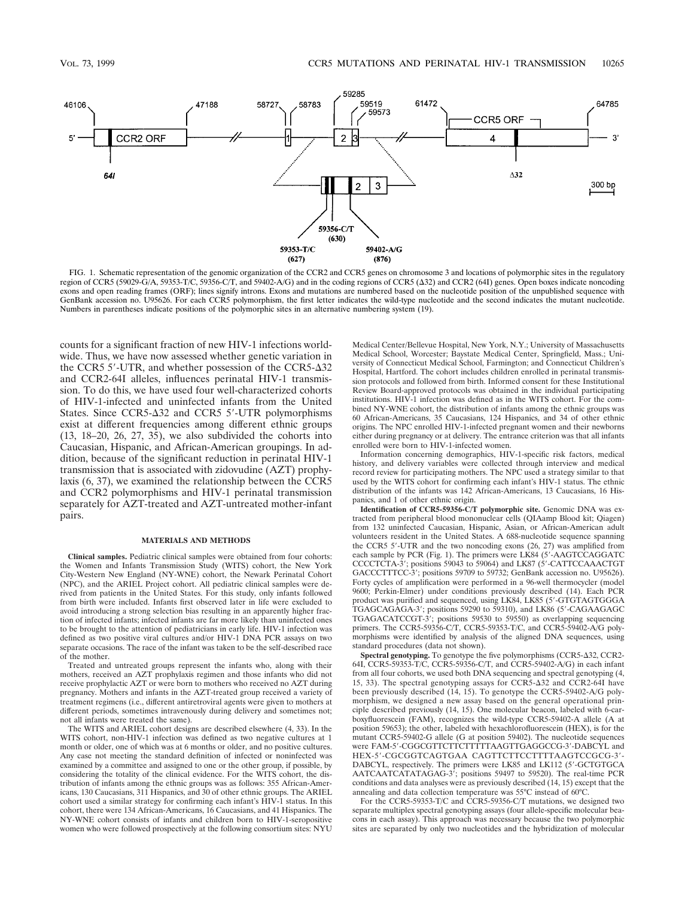FIG. 1. Schematic representation of the genomic organization of the CCR2 and CCR5 genes on chromosome 3 and locations of polymorphic sites in the regulatory region of CCR5 (59029-G/A, 59353-T/C, 59356-C/T, and 59402-A/G) and in the coding regions of CCR5 (Δ32) and CCR2 (64I) genes. Open boxes indicate noncoding exons and open reading frames (ORF); lines signify introns. Exons and mutations are numbered based on the nucleotide position of the unpublished sequence with GenBank accession no. U95626. For each CCR5 polymorphism, the first letter indicates the wild-type nucleotide and the second indicates the mutant nucleotide. Numbers in parentheses indicate positions of the polymorphic sites in an alternative numbering system (19).

counts for a significant fraction of new HIV-1 infections worldwide. Thus, we have now assessed whether genetic variation in the CCR5 5′-UTR, and whether possession of the CCR5-Δ32 and CCR2-64I alleles, influences perinatal HIV-1 transmission. To do this, we have used four well-characterized cohorts of HIV-1-infected and uninfected infants from the United States. Since CCR5-Δ32 and CCR5 5′-UTR polymorphisms exist at different frequencies among different ethnic groups (13, 18–20, 26, 27, 35), we also subdivided the cohorts into Caucasian, Hispanic, and African-American groupings. In addition, because of the significant reduction in perinatal HIV-1 transmission that is associated with zidovudine (AZT) prophylaxis (6, 37), we examined the relationship between the CCR5 and CCR2 polymorphisms and HIV-1 perinatal transmission separately for AZT-treated and AZT-untreated mother-infant pairs.

## MATERIALS AND METHODS

**Clinical samples.** Pediatric clinical samples were obtained from four cohorts: the Women and Infants Transmission Study (WITS) cohort, the New York City-Western New England (NY-WNE) cohort, the Newark Perinatal Cohort (NPC), and the ARIEL Project cohort. All pediatric clinical samples were derived from patients in the United States. For this study, only infants followed from birth were included. Infants first observed later in life were excluded to avoid introducing a strong selection bias resulting in an apparently higher fraction of infected infants; infected infants are far more likely than uninfected ones to be brought to the attention of pediatricians in early life. HIV-1 infection was defined as two positive viral cultures and/or HIV-1 DNA PCR assays on two separate occasions. The race of the infant was taken to be the self-described race of the mother.

Treated and untreated groups represent the infants who, along with their mothers, received an AZT prophylaxis regimen and those infants who did not receive prophylactic AZT or were born to mothers who received no AZT during pregnancy. Mothers and infants in the AZT-treated group received a variety of treatment regimens (i.e., different antiretroviral agents were given to mothers at different periods, sometimes intravenously during delivery and sometimes not; not all infants were treated the same).

The WITS and ARIEL cohort designs are described elsewhere (4, 33). In the WITS cohort, non-HIV-1 infection was defined as two negative cultures at 1 month or older, one of which was at 6 months or older, and no positive cultures. Any case not meeting the standard definition of infected or noninfected was examined by a committee and assigned to one or the other group, if possible, by considering the totality of the clinical evidence. For the WITS cohort, the distribution of infants among the ethnic groups was as follows: 355 African-Americans, 130 Caucasians, 311 Hispanics, and 30 of other ethnic groups. The ARIEL cohort used a similar strategy for confirming each infant's HIV-1 status. In this cohort, there were 134 African-Americans, 16 Caucasians, and 41 Hispanics. The NY-WNE cohort consists of infants and children born to HIV-1-seropositive women who were followed prospectively at the following consortium sites: NYU Medical Center/Bellevue Hospital, New York, N.Y.; University of Massachusetts Medical School, Worcester; Baystate Medical Center, Springfield, Mass.; University of Connecticut Medical School, Farmington; and Connecticut Children's Hospital, Hartford. The cohort includes children enrolled in perinatal transmission protocols and followed from birth. Informed consent for these Institutional Review Board-approved protocols was obtained in the individual participating institutions. HIV-1 infection was defined as in the WITS cohort. For the combined NY-WNE cohort, the distribution of infants among the ethnic groups was 60 African-Americans, 35 Caucasians, 124 Hispanics, and 34 of other ethnic origins. The NPC enrolled HIV-1-infected pregnant women and their newborns either during pregnancy or at delivery. The entrance criterion was that all infants enrolled were born to HIV-1-infected women.

Information concerning demographics, HIV-1-specific risk factors, medical history, and delivery variables were collected through interview and medical record review for participating mothers. The NPC used a strategy similar to that used by the WITS cohort for confirming each infant's HIV-1 status. The ethnic distribution of the infants was 142 African-Americans, 13 Caucasians, 16 Hispanics, and 1 of other ethnic origin.

**Identification of CCR5-59356-C/T polymorphic site.** Genomic DNA was extracted from peripheral blood mononuclear cells (QIAamp Blood kit; Qiagen) from 132 uninfected Caucasian, Hispanic, Asian, or African-American adult volunteers resident in the United States. A 688-nucleotide sequence spanning the CCR5 5′-UTR and the two noncoding exons (26, 27) was amplified from each sample by PCR (Fig. 1). The primers were LK84 (5′-AAGTCCAGGATC CCCCTCTA-3′; positions 59043 to 59064) and LK87 (5′-CATTCCAAACTGT GACCCTTTCC-3′; positions 59709 to 59732; GenBank accession no. U95626). Forty cycles of amplification were performed in a 96-well thermocycler (model 9600; Perkin-Elmer) under conditions previously described (14). Each PCR product was purified and sequenced, using LK84, LK85 (5′-GTGTAGTGGGA TGAGCAGAGA-3′; positions 59290 to 59310), and LK86 (5′-CAGAAGAGC TGAGACATCCGT-3′; positions 59530 to 59550) as overlapping sequencing primers. The CCR5-59356-C/T, CCR5-59353-T/C, and CCR5-59402-A/G polymorphisms were identified by analysis of the aligned DNA sequences, using standard procedures (data not shown).

**Spectral genotyping.** To genotype the five polymorphisms (CCR5-Δ32, CCR2-64I, CCR5-59353-T/C, CCR5-59356-C/T, and CCR5-59402-A/G) in each infant from all four cohorts, we used both DNA sequencing and spectral genotyping (4, 15, 33). The spectral genotyping assays for CCR5-Δ32 and CCR2-64I have been previously described (14, 15). To genotype the CCR5-59402-A/G polymorphism, we designed a new assay based on the general operational principle described previously (14, 15). One molecular beacon, labeled with 6-carboxyfluorescein (FAM), recognizes the wild-type CCR5-59402-A allele (A at position 59653); the other, labeled with hexachlorofluorescein (HEX), is for the mutant CCR5-59402-G allele (G at position 59402). The nucleotide sequences were FAM-5′-CGGCGTTCTTCTTTTTAAGTTGAGGCCG-3′-DABCYL and HEX-5′-CGCGGTCAGTGAA CAGTTCTTCCTTTTAAGTCCGCG-3′-DABCYL, respectively. The primers were LK85 and LK112 (5′-GCTGTGCA AATCAATCATATAGAG-3′; positions 59497 to 59520). The real-time PCR conditions and data analyses were as previously described (14, 15) except that the annealing and data collection temperature was 55°C instead of 60°C.

For the CCR5-59353-T/C and CCR5-59356-C/T mutations, we designed two separate multiplex spectral genotyping assays (four allele-specific molecular beacons in each assay). This approach was necessary because the two polymorphic sites are separated by only two nucleotides and the hybridization of molecular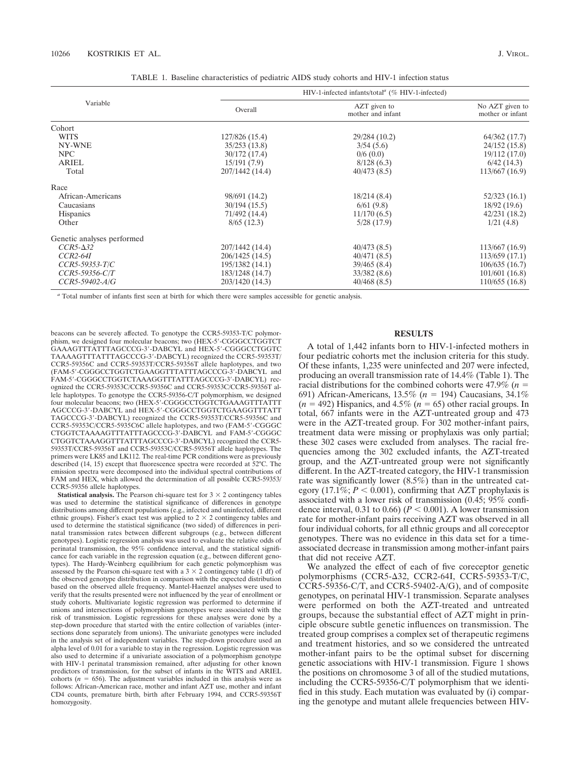TABLE 1. Baseline characteristics of pediatric AIDS study cohorts and HIV-1 infection status

| Variable | HIV-1-infected infants/total[a] (% HIV-1-infected) | | |
|---|---|---|---|
| | Overall | AZT given to mother and infant | No AZT given to mother or infant |
| Cohort | | | |
| WITS | 127/826 (15.4) | 29/284 (10.2) | 64/362 (17.7) |
| NY-WNE | 35/253 (13.8) | 3/54 (5.6) | 24/152 (15.8) |
| NPC | 30/172 (17.4) | 0/6 (0.0) | 19/112 (17.0) |
| ARIEL | 15/191 (7.9) | 8/128 (6.3) | 6/42 (14.3) |
| Total | 207/1442 (14.4) | 40/473 (8.5) | 113/667 (16.9) |
| Race | | | |
| African-Americans | 98/691 (14.2) | 18/214 (8.4) | 52/323 (16.1) |
| Caucasians | 30/194 (15.5) | 6/61 (9.8) | 18/92 (19.6) |
| Hispanics | 71/492 (14.4) | 11/170 (6.5) | 42/231 (18.2) |
| Other | 8/65 (12.3) | 5/28 (17.9) | 1/21 (4.8) |
| Genetic analyses performed | | | |
| *CCR5-Δ32* | 207/1442 (14.4) | 40/473 (8.5) | 113/667 (16.9) |
| *CCR2-64I* | 206/1425 (14.5) | 40/471 (8.5) | 113/659 (17.1) |
| *CCR5-59353-T/C* | 195/1382 (14.1) | 39/465 (8.4) | 106/635 (16.7) |
| *CCR5-59356-C/T* | 183/1248 (14.7) | 33/382 (8.6) | 101/601 (16.8) |
| *CCR5-59402-A/G* | 203/1420 (14.3) | 40/468 (8.5) | 110/655 (16.8) |

[a] Total number of infants first seen at birth for which there were samples accessible for genetic analysis.

beacons can be severely affected. To genotype the CCR5-59353-T/C polymorphism, we designed four molecular beacons; two (HEX-5′-CGGGCCTGGTCT GAAAGTTTATTTAGCCCG-3′-DABCYL and HEX-5′-CGGGCCTGGTC TAAAAGTTTATTTAGCCCG-3′-DABCYL) recognized the CCR5-59353T/CCR5-59356C and CCR5-59353T/CCR5-59356T allele haplotypes, and two (FAM-5′-CGGGCCTGGTCTGAAGGTTTATTTAGCCCG-3′-DABCYL and FAM-5′-CGGGCCTGGTCTAAAGGTTTATTTAGCCCG-3′-DABCYL) recognized the CCR5-59353C/CCR5-59356C and CCR5-59353C/CCR5-59356T allele haplotypes. To genotype the CCR5-59356-C/T polymorphism, we designed four molecular beacons; two (HEX-5′-CGGGCCTGGTCTGAAAGTTTATTT AGCCCG-3′-DABCYL and HEX-5′-CGGGCCTGGTCTGAAGGTTTATT TAGCCCG-3′-DABCYL) recognized the CCR5-59353T/CCR5-59356C and CCR5-59353C/CCR5-5935C6C allele haplotypes, and two (FAM-5′-CGGGC CTGGTCTAAAAGTTTATTTAGCCCG-3′-DABCYL and FAM-5′-CGGGC CTGGTCTAAAGGTTTATTTAGCCCG-3′-DABCYL) recognized the CCR5-59353T/CCR5-59356T and CCR5-59353C/CCR5-59356T allele haplotypes. The primers were LK85 and LK112. The real-time PCR conditions were as previously described (14, 15) except that fluorescence spectra were recorded at 52°C. The emission spectra were decomposed into the individual spectral contributions of FAM and HEX, which allowed the determination of all possible CCR5-59353/CCR5-59356 allele haplotypes.

**Statistical analysis.** The Pearson chi-square test for 3 × 2 contingency tables was used to determine the statistical significance of differences in genotype distributions among different populations (e.g., infected and uninfected, different ethnic groups). Fisher's exact test was applied to 2 × 2 contingency tables and used to determine the statistical significance (two sided) of differences in perinatal transmission rates between different subgroups (e.g., between different genotypes). Logistic regression analysis was used to evaluate the relative odds of perinatal transmission, the 95% confidence interval, and the statistical significance for each variable in the regression equation (e.g., between different genotypes). The Hardy-Weinberg equilibrium for each genetic polymorphism was assessed by the Pearson chi-square test with a 3 × 2 contingency table (1 df) of the observed genotype distribution in comparison with the expected distribution based on the observed allele frequency. Mantel-Haenzel analyses were used to verify that the results presented were not influenced by the year of enrollment or study cohorts. Multivariate logistic regression was performed to determine if unions and intersections of polymorphism genotypes were associated with the risk of transmission. Logistic regressions for these analyses were done by a step-down procedure that started with the entire collection of variables (intersections done separately from unions). The univariate genotypes were included in the analysis set of independent variables. The step-down procedure used an alpha level of 0.01 for a variable to stay in the regression. Logistic regression was also used to determine if a univariate association of a polymorphism genotype with HIV-1 perinatal transmission remained, after adjusting for other known predictors of transmission, for the subset of infants in the WITS and ARIEL cohorts ($n$ = 656). The adjustment variables included in this analysis were as follows: African-American race, mother and infant AZT use, mother and infant CD4 counts, premature birth, birth after February 1994, and CCR5-59356T homozygosity.

## RESULTS

A total of 1,442 infants born to HIV-1-infected mothers in four pediatric cohorts met the inclusion criteria for this study. Of these infants, 1,235 were uninfected and 207 were infected, producing an overall transmission rate of 14.4% (Table 1). The racial distributions for the combined cohorts were 47.9% ($n$ = 691) African-Americans, 13.5% ($n$ = 194) Caucasians, 34.1% ($n$ = 492) Hispanics, and 4.5% ($n$ = 65) other racial groups. In total, 667 infants were in the AZT-untreated group and 473 were in the AZT-treated group. For 302 mother-infant pairs, treatment data were missing or prophylaxis was only partial; these 302 cases were excluded from analyses. The racial frequencies among the 302 excluded infants, the AZT-treated group, and the AZT-untreated group were not significantly different. In the AZT-treated category, the HIV-1 transmission rate was significantly lower (8.5%) than in the untreated category (17.1%; $P < 0.001$), confirming that AZT prophylaxis is associated with a lower risk of transmission (0.45; 95% confidence interval, 0.31 to 0.66) ($P < 0.001$). A lower transmission rate for mother-infant pairs receiving AZT was observed in all four individual cohorts, for all ethnic groups and all coreceptor genotypes. There was no evidence in this data set for a time-associated decrease in transmission among mother-infant pairs that did not receive AZT.

We analyzed the effect of each of five coreceptor genetic polymorphisms (CCR5-Δ32, CCR2-64I, CCR5-59353-T/C, CCR5-59356-C/T, and CCR5-59402-A/G), and of composite genotypes, on perinatal HIV-1 transmission. Separate analyses were performed on both the AZT-treated and untreated groups, because the substantial effect of AZT might in principle obscure subtle genetic influences on transmission. The treated group comprises a complex set of therapeutic regimens and treatment histories, and so we considered the untreated mother-infant pairs to be the optimal subset for discerning genetic associations with HIV-1 transmission. Figure 1 shows the positions on chromosome 3 of all of the studied mutations, including the CCR5-59356-C/T polymorphism that we identified in this study. Each mutation was evaluated by (i) comparing the genotype and mutant allele frequencies between HIV-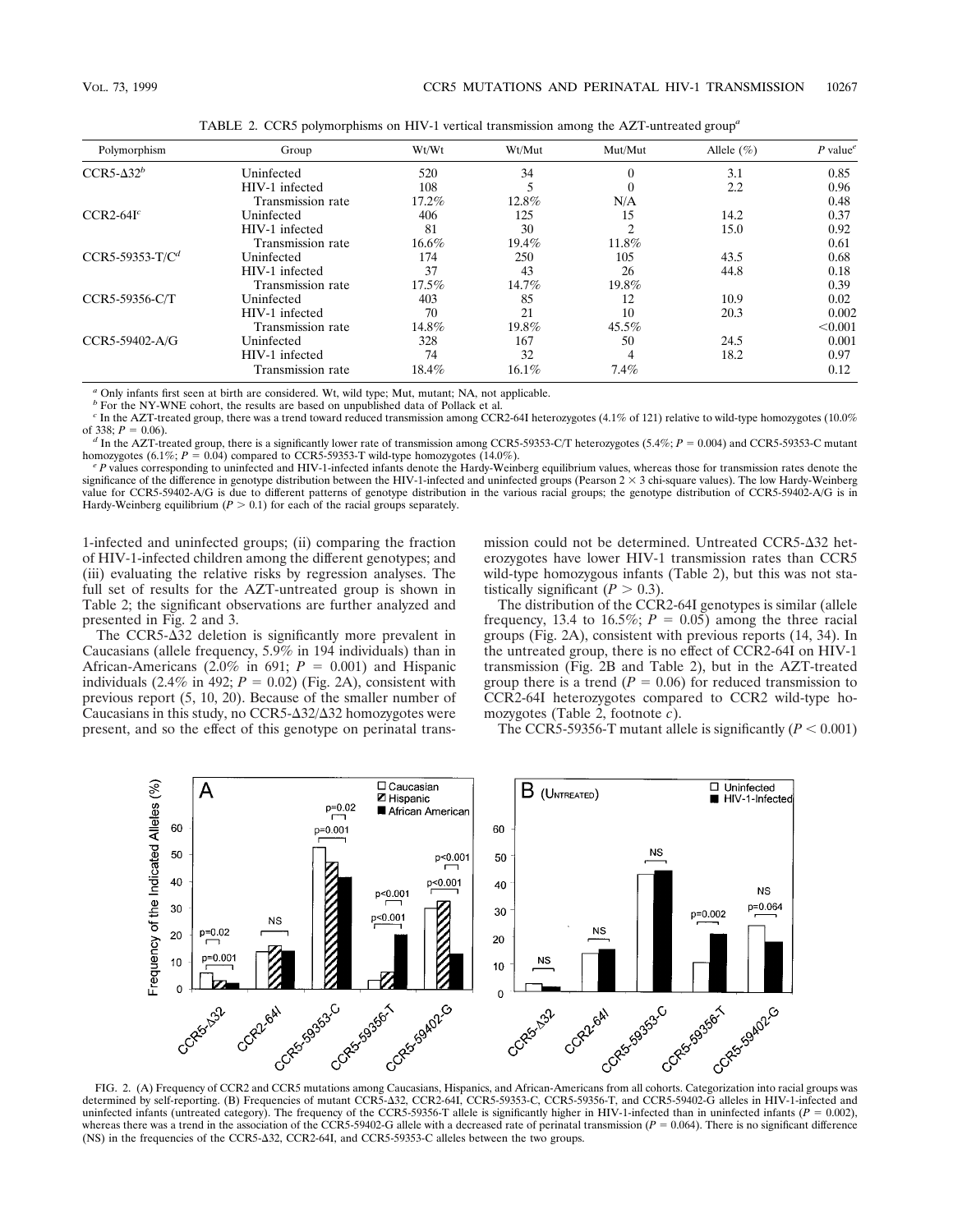TABLE 2. CCR5 polymorphisms on HIV-1 vertical transmission among the AZT-untreated group[a]

| Polymorphism | Group | Wt/Wt | Wt/Mut | Mut/Mut | Allele (%) | P value[e] |
|---|---|---|---|---|---|---|
| CCR5-Δ32[b] | Uninfected | 520 | 34 | 0 | 3.1 | 0.85 |
| | HIV-1 infected | 108 | 5 | 0 | 2.2 | 0.96 |
| | Transmission rate | 17.2% | 12.8% | N/A | | 0.48 |
| CCR2-64I[c] | Uninfected | 406 | 125 | 15 | 14.2 | 0.37 |
| | HIV-1 infected | 81 | 30 | 2 | 15.0 | 0.92 |
| | Transmission rate | 16.6% | 19.4% | 11.8% | | 0.61 |
| CCR5-59353-T/C[d] | Uninfected | 174 | 250 | 105 | 43.5 | 0.68 |
| | HIV-1 infected | 37 | 43 | 26 | 44.8 | 0.18 |
| | Transmission rate | 17.5% | 14.7% | 19.8% | | 0.39 |
| CCR5-59356-C/T | Uninfected | 403 | 85 | 12 | 10.9 | 0.02 |
| | HIV-1 infected | 70 | 21 | 10 | 20.3 | 0.002 |
| | Transmission rate | 14.8% | 19.8% | 45.5% | | <0.001 |
| CCR5-59402-A/G | Uninfected | 328 | 167 | 50 | 24.5 | 0.001 |
| | HIV-1 infected | 74 | 32 | 4 | 18.2 | 0.97 |
| | Transmission rate | 18.4% | 16.1% | 7.4% | | 0.12 |

[a] Only infants first seen at birth are considered. Wt, wild type; Mut, mutant; NA, not applicable.

[b] For the NY-WNE cohort, the results are based on unpublished data of Pollack et al.

[c] In the AZT-treated group, there was a trend toward reduced transmission among CCR2-64I heterozygotes (4.1% of 121) relative to wild-type homozygotes (10.0% of 338; $P = 0.06$).

[d] In the AZT-treated group, there is a significantly lower rate of transmission among CCR5-59353-C/T heterozygotes (5.4%; $P = 0.004$) and CCR5-59353-C mutant homozygotes (6.1%; $P = 0.04$) compared to CCR5-59353-T wild-type homozygotes (14.0%).

[e] $P$ values corresponding to uninfected and HIV-1-infected infants denote the Hardy-Weinberg equilibrium values, whereas those for transmission rates denote the significance of the difference in genotype distribution between the HIV-1-infected and uninfected groups (Pearson 2 × 3 chi-square values). The low Hardy-Weinberg value for CCR5-59402-A/G is due to different patterns of genotype distribution in the various racial groups; the genotype distribution of CCR5-59402-A/G is in Hardy-Weinberg equilibrium ($P > 0.1$) for each of the racial groups separately.

1-infected and uninfected groups; (ii) comparing the fraction of HIV-1-infected children among the different genotypes; and (iii) evaluating the relative risks by regression analyses. The full set of results for the AZT-untreated group is shown in Table 2; the significant observations are further analyzed and presented in Fig. 2 and 3.

The CCR5-Δ32 deletion is significantly more prevalent in Caucasians (allele frequency, 5.9% in 194 individuals) than in African-Americans (2.0% in 691; $P = 0.001$) and Hispanic individuals (2.4% in 492; $P = 0.02$) (Fig. 2A), consistent with previous report (5, 10, 20). Because of the smaller number of Caucasians in this study, no CCR5-Δ32/Δ32 homozygotes were present, and so the effect of this genotype on perinatal transmission could not be determined. Untreated CCR5-Δ32 heterozygotes have lower HIV-1 transmission rates than CCR5 wild-type homozygous infants (Table 2), but this was not statistically significant ($P > 0.3$).

The distribution of the CCR2-64I genotypes is similar (allele frequency, 13.4 to 16.5%; $P = 0.05$) among the three racial groups (Fig. 2A), consistent with previous reports (14, 34). In the untreated group, there is no effect of CCR2-64I on HIV-1 transmission (Fig. 2B and Table 2), but in the AZT-treated group there is a trend ($P = 0.06$) for reduced transmission to CCR2-64I heterozygotes compared to CCR2 wild-type homozygotes (Table 2, footnote *c*).

The CCR5-59356-T mutant allele is significantly ($P < 0.001$)

FIG. 2. (A) Frequency of CCR2 and CCR5 mutations among Caucasians, Hispanics, and African-Americans from all cohorts. Categorization into racial groups was determined by self-reporting. (B) Frequencies of mutant CCR5-Δ32, CCR2-64I, CCR5-59353-C, CCR5-59356-T, and CCR5-59402-G alleles in HIV-1-infected and uninfected infants (untreated category). The frequency of the CCR5-59356-T allele is significantly higher in HIV-1-infected than in uninfected infants ($P = 0.002$), whereas there was a trend in the association of the CCR5-59402-G allele with a decreased rate of perinatal transmission ($P = 0.064$). There is no significant difference (NS) in the frequencies of the CCR5-Δ32, CCR2-64I, and CCR5-59353-C alleles between the two groups.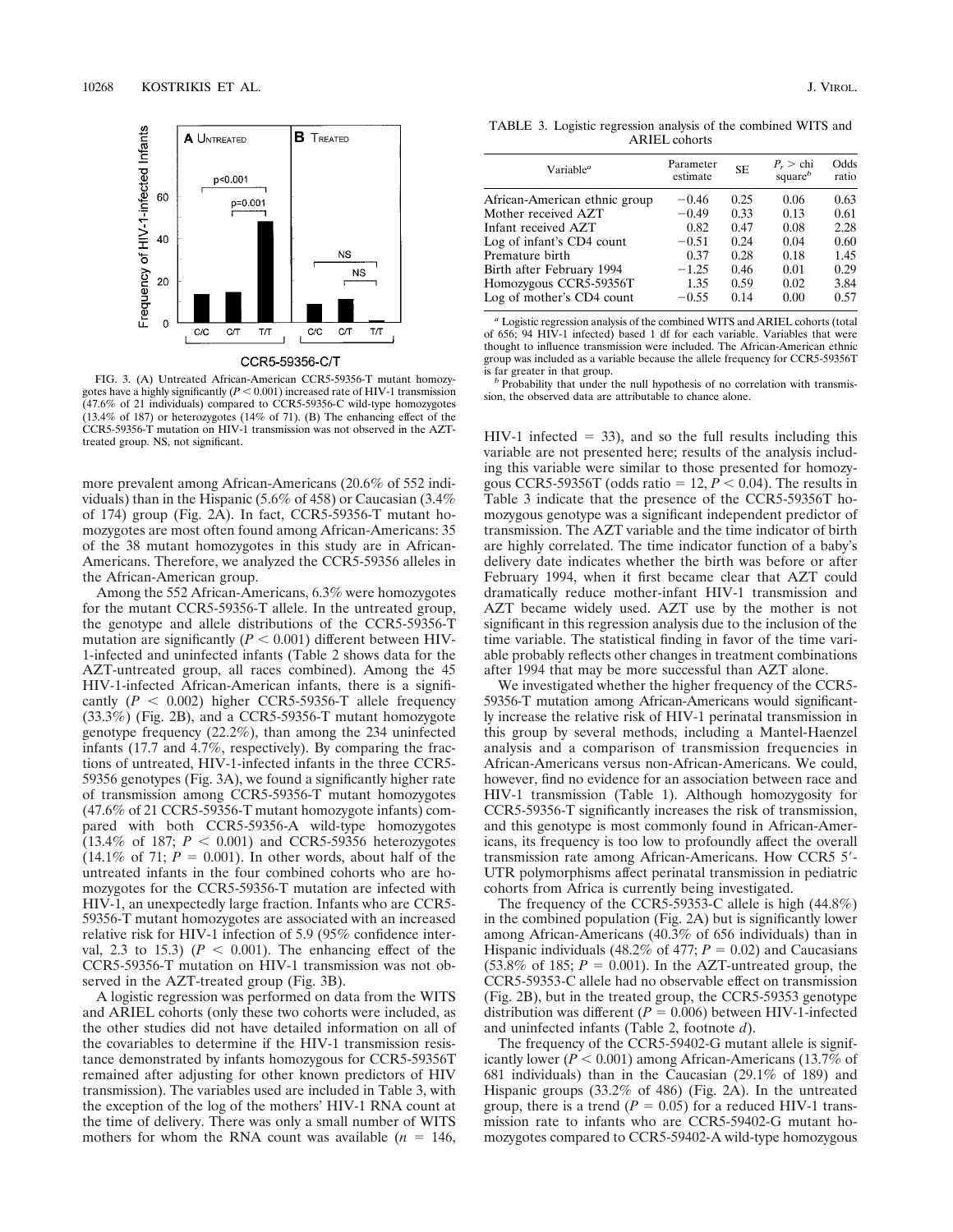FIG. 3. (A) Untreated African-American CCR5-59356-T mutant homozygotes have a highly significantly ($P < 0.001$) increased rate of HIV-1 transmission (47.6% of 21 individuals) compared to CCR5-59356-C wild-type homozygotes (13.4% of 187) or heterozygotes (14% of 71). (B) The enhancing effect of the CCR5-59356-T mutation on HIV-1 transmission was not observed in the AZT-treated group. NS, not significant.

more prevalent among African-Americans (20.6% of 552 individuals) than in the Hispanic (5.6% of 458) or Caucasian (3.4% of 174) group (Fig. 2A). In fact, CCR5-59356-T mutant homozygotes are most often found among African-Americans: 35 of the 38 mutant homozygotes in this study are in African-Americans. Therefore, we analyzed the CCR5-59356 alleles in the African-American group.

Among the 552 African-Americans, 6.3% were homozygotes for the mutant CCR5-59356-T allele. In the untreated group, the genotype and allele distributions of the CCR5-59356-T mutation are significantly ($P < 0.001$) different between HIV-1-infected and uninfected infants (Table 2 shows data for the AZT-untreated group, all races combined). Among the 45 HIV-1-infected African-American infants, there is a significantly ($P < 0.002$) higher CCR5-59356-T allele frequency (33.3%) (Fig. 2B), and a CCR5-59356-T mutant homozygote genotype frequency (22.2%), than among the 234 uninfected infants (17.7 and 4.7%, respectively). By comparing the fractions of untreated, HIV-1-infected infants in the three CCR5-59356 genotypes (Fig. 3A), we found a significantly higher rate of transmission among CCR5-59356-T mutant homozygotes (47.6% of 21 CCR5-59356-T mutant homozygote infants) compared with both CCR5-59356-A wild-type homozygotes (13.4% of 187; $P < 0.001$) and CCR5-59356 heterozygotes (14.1% of 71; $P = 0.001$). In other words, about half of the untreated infants in the four combined cohorts who are homozygotes for the CCR5-59356-T mutation are infected with HIV-1, an unexpectedly large fraction. Infants who are CCR5-59356-T mutant homozygotes are associated with an increased relative risk for HIV-1 infection of 5.9 (95% confidence interval, 2.3 to 15.3) ($P < 0.001$). The enhancing effect of the CCR5-59356-T mutation on HIV-1 transmission was not observed in the AZT-treated group (Fig. 3B).

A logistic regression was performed on data from the WITS and ARIEL cohorts (only these two cohorts were included, as the other studies did not have detailed information on all of the covariables to determine if the HIV-1 transmission resistance demonstrated by infants homozygous for CCR5-59356T remained after adjusting for other known predictors of HIV transmission). The variables used are included in Table 3, with the exception of the log of the mothers' HIV-1 RNA count at the time of delivery. There was only a small number of WITS mothers for whom the RNA count was available ($n$ = 146, HIV-1 infected = 33), and so the full results including this variable are not presented here; results of the analysis including this variable were similar to those presented for homozygous CCR5-59356T (odds ratio = 12, $P < 0.04$). The results in Table 3 indicate that the presence of the CCR5-59356T homozygous genotype was a significant independent predictor of transmission. The AZT variable and the time indicator of birth are highly correlated. The time indicator function of a baby's delivery date indicates whether the birth was before or after February 1994, when it first became clear that AZT could dramatically reduce mother-infant HIV-1 transmission and AZT became widely used. AZT use by the mother is not significant in this regression analysis due to the inclusion of the time variable. The statistical finding in favor of the time variable probably reflects other changes in treatment combinations after 1994 that may be more successful than AZT alone.

TABLE 3. Logistic regression analysis of the combined WITS and ARIEL cohorts

| Variable[a] | Parameter estimate | SE | $P_r >$ chi square[b] | Odds ratio |
|---|---|---|---|---|
| African-American ethnic group | −0.46 | 0.25 | 0.06 | 0.63 |
| Mother received AZT | −0.49 | 0.33 | 0.13 | 0.61 |
| Infant received AZT | 0.82 | 0.47 | 0.08 | 2.28 |
| Log of infant's CD4 count | −0.51 | 0.24 | 0.04 | 0.60 |
| Premature birth | 0.37 | 0.28 | 0.18 | 1.45 |
| Birth after February 1994 | −1.25 | 0.46 | 0.01 | 0.29 |
| Homozygous CCR5-59356T | 1.35 | 0.59 | 0.02 | 3.84 |
| Log of mother's CD4 count | −0.55 | 0.14 | 0.00 | 0.57 |

[a] Logistic regression analysis of the combined WITS and ARIEL cohorts (total of 656; 94 HIV-1 infected) based 1 df for each variable. Variables that were thought to influence transmission were included. The African-American ethnic group was included as a variable because the allele frequency for CCR5-59356T is far greater in that group.

[b] Probability that under the null hypothesis of no correlation with transmission, the observed data are attributable to chance alone.

We investigated whether the higher frequency of the CCR5-59356-T mutation among African-Americans would significantly increase the relative risk of HIV-1 perinatal transmission in this group by several methods, including a Mantel-Haenzel analysis and a comparison of transmission frequencies in African-Americans versus non-African-Americans. We could, however, find no evidence for an association between race and HIV-1 transmission (Table 1). Although homozygosity for CCR5-59356-T significantly increases the risk of transmission, and this genotype is most commonly found in African-Americans, its frequency is too low to profoundly affect the overall transmission rate among African-Americans. How CCR5 5′-UTR polymorphisms affect perinatal transmission in pediatric cohorts from Africa is currently being investigated.

The frequency of the CCR5-59353-C allele is high (44.8%) in the combined population (Fig. 2A) but is significantly lower among African-Americans (40.3% of 656 individuals) than in Hispanic individuals (48.2% of 477; $P = 0.02$) and Caucasians (53.8% of 185; $P = 0.001$). In the AZT-untreated group, the CCR5-59353-C allele had no observable effect on transmission (Fig. 2B), but in the treated group, the CCR5-59353 genotype distribution was different ($P = 0.006$) between HIV-1-infected and uninfected infants (Table 2, footnote $d$).

The frequency of the CCR5-59402-G mutant allele is significantly lower ($P < 0.001$) among African-Americans (13.7% of 681 individuals) than in the Caucasian (29.1% of 189) and Hispanic groups (33.2% of 486) (Fig. 2A). In the untreated group, there is a trend ($P = 0.05$) for a reduced HIV-1 transmission rate to infants who are CCR5-59402-G mutant homozygotes compared to CCR5-59402-A wild-type homozygous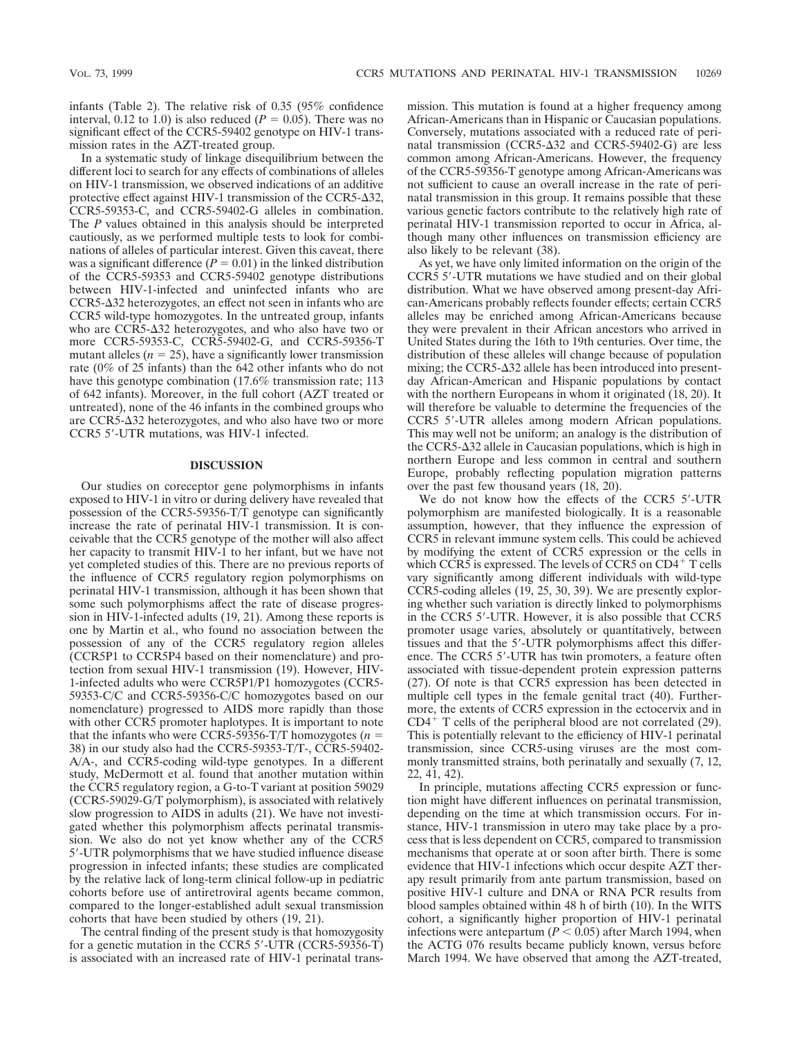infants (Table 2). The relative risk of 0.35 (95% confidence interval, 0.12 to 1.0) is also reduced ($P = 0.05$). There was no significant effect of the CCR5-59402 genotype on HIV-1 transmission rates in the AZT-treated group.

In a systematic study of linkage disequilibrium between the different loci to search for any effects of combinations of alleles on HIV-1 transmission, we observed indications of an additive protective effect against HIV-1 transmission of the CCR5-Δ32, CCR5-59353-C, and CCR5-59402-G alleles in combination. The *P* values obtained in this analysis should be interpreted cautiously, as we performed multiple tests to look for combinations of alleles of particular interest. Given this caveat, there was a significant difference ($P = 0.01$) in the linked distribution of the CCR5-59353 and CCR5-59402 genotype distributions between HIV-1-infected and uninfected infants who are CCR5-Δ32 heterozygotes, an effect not seen in infants who are CCR5 wild-type homozygotes. In the untreated group, infants who are CCR5-Δ32 heterozygotes, and who also have two or more CCR5-59353-C, CCR5-59402-G, and CCR5-59356-T mutant alleles ($n = 25$), have a significantly lower transmission rate (0% of 25 infants) than the 642 other infants who do not have this genotype combination (17.6% transmission rate; 113 of 642 infants). Moreover, in the full cohort (AZT treated or untreated), none of the 46 infants in the combined groups who are CCR5-Δ32 heterozygotes, and who also have two or more CCR5 5′-UTR mutations, was HIV-1 infected.

## DISCUSSION

Our studies on coreceptor gene polymorphisms in infants exposed to HIV-1 in vitro or during delivery have revealed that possession of the CCR5-59356-T/T genotype can significantly increase the rate of perinatal HIV-1 transmission. It is conceivable that the CCR5 genotype of the mother will also affect her capacity to transmit HIV-1 to her infant, but we have not yet completed studies of this. There are no previous reports of the influence of CCR5 regulatory region polymorphisms on perinatal HIV-1 transmission, although it has been shown that some such polymorphisms affect the rate of disease progression in HIV-1-infected adults (19, 21). Among these reports is one by Martin et al., who found no association between the possession of any of the CCR5 regulatory region alleles (CCR5P1 to CCR5P4 based on their nomenclature) and protection from sexual HIV-1 transmission (19). However, HIV-1-infected adults who were CCR5P1/P1 homozygotes (CCR5-59353-C/C and CCR5-59356-C/C homozygotes based on our nomenclature) progressed to AIDS more rapidly than those with other CCR5 promoter haplotypes. It is important to note that the infants who were CCR5-59356-T/T homozygotes ($n = 38$) in our study also had the CCR5-59353-T/T-, CCR5-59402-A/A-, and CCR5-coding wild-type genotypes. In a different study, McDermott et al. found that another mutation within the CCR5 regulatory region, a G-to-T variant at position 59029 (CCR5-59029-G/T polymorphism), is associated with relatively slow progression to AIDS in adults (21). We have not investigated whether this polymorphism affects perinatal transmission. We also do not yet know whether any of the CCR5 5′-UTR polymorphisms that we have studied influence disease progression in infected infants; these studies are complicated by the relative lack of long-term clinical follow-up in pediatric cohorts before use of antiretroviral agents became common, compared to the longer-established adult sexual transmission cohorts that have been studied by others (19, 21).

The central finding of the present study is that homozygosity for a genetic mutation in the CCR5 5′-UTR (CCR5-59356-T) is associated with an increased rate of HIV-1 perinatal transmission. This mutation is found at a higher frequency among African-Americans than in Hispanic or Caucasian populations. Conversely, mutations associated with a reduced rate of perinatal transmission (CCR5-Δ32 and CCR5-59402-G) are less common among African-Americans. However, the frequency of the CCR5-59356-T genotype among African-Americans was not sufficient to cause an overall increase in the rate of perinatal transmission in this group. It remains possible that these various genetic factors contribute to the relatively high rate of perinatal HIV-1 transmission reported to occur in Africa, although many other influences on transmission efficiency are also likely to be relevant (38).

As yet, we have only limited information on the origin of the CCR5 5′-UTR mutations we have studied and on their global distribution. What we have observed among present-day African-Americans probably reflects founder effects; certain CCR5 alleles may be enriched among African-Americans because they were prevalent in their African ancestors who arrived in United States during the 16th to 19th centuries. Over time, the distribution of these alleles will change because of population mixing; the CCR5-Δ32 allele has been introduced into present-day African-American and Hispanic populations by contact with the northern Europeans in whom it originated (18, 20). It will therefore be valuable to determine the frequencies of the CCR5 5′-UTR alleles among modern African populations. This may well not be uniform; an analogy is the distribution of the CCR5-Δ32 allele in Caucasian populations, which is high in northern Europe and less common in central and southern Europe, probably reflecting population migration patterns over the past few thousand years (18, 20).

We do not know how the effects of the CCR5 5′-UTR polymorphism are manifested biologically. It is a reasonable assumption, however, that they influence the expression of CCR5 in relevant immune system cells. This could be achieved by modifying the extent of CCR5 expression or the cells in which CCR5 is expressed. The levels of CCR5 on $CD4^+$ T cells vary significantly among different individuals with wild-type CCR5-coding alleles (19, 25, 30, 39). We are presently exploring whether such variation is directly linked to polymorphisms in the CCR5 5′-UTR. However, it is also possible that CCR5 promoter usage varies, absolutely or quantitatively, between tissues and that the 5′-UTR polymorphisms affect this difference. The CCR5 5′-UTR has twin promoters, a feature often associated with tissue-dependent protein expression patterns (27). Of note is that CCR5 expression has been detected in multiple cell types in the female genital tract (40). Furthermore, the extents of CCR5 expression in the ectocervix and in $CD4^+$ T cells of the peripheral blood are not correlated (29). This is potentially relevant to the efficiency of HIV-1 perinatal transmission, since CCR5-using viruses are the most commonly transmitted strains, both perinatally and sexually (7, 12, 22, 41, 42).

In principle, mutations affecting CCR5 expression or function might have different influences on perinatal transmission, depending on the time at which transmission occurs. For instance, HIV-1 transmission in utero may take place by a process that is less dependent on CCR5, compared to transmission mechanisms that operate at or soon after birth. There is some evidence that HIV-1 infections which occur despite AZT therapy result primarily from ante partum transmission, based on positive HIV-1 culture and DNA or RNA PCR results from blood samples obtained within 48 h of birth (10). In the WITS cohort, a significantly higher proportion of HIV-1 perinatal infections were antepartum ($P < 0.05$) after March 1994, when the ACTG 076 results became publicly known, versus before March 1994. We have observed that among the AZT-treated,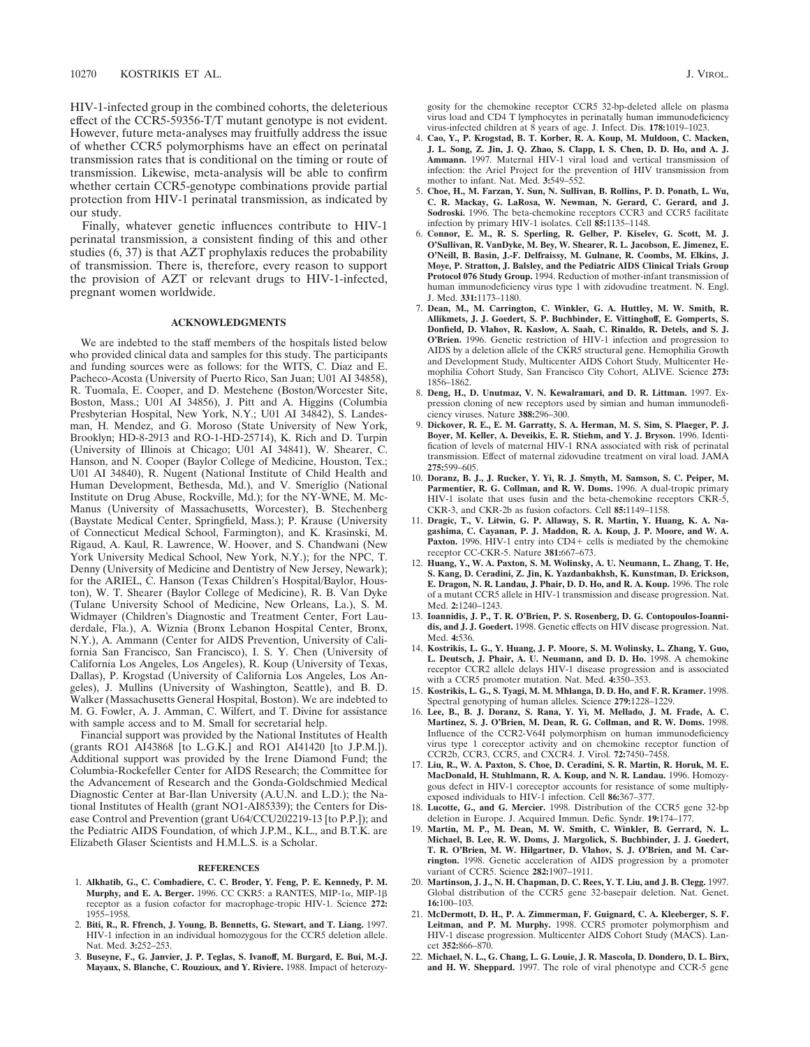HIV-1-infected group in the combined cohorts, the deleterious effect of the CCR5-59356-T/T mutant genotype is not evident. However, future meta-analyses may fruitfully address the issue of whether CCR5 polymorphisms have an effect on perinatal transmission rates that is conditional on the timing or route of transmission. Likewise, meta-analysis will be able to confirm whether certain CCR5-genotype combinations provide partial protection from HIV-1 perinatal transmission, as indicated by our study.

Finally, whatever genetic influences contribute to HIV-1 perinatal transmission, a consistent finding of this and other studies (6, 37) is that AZT prophylaxis reduces the probability of transmission. There is, therefore, every reason to support the provision of AZT or relevant drugs to HIV-1-infected, pregnant women worldwide.

## ACKNOWLEDGMENTS

We are indebted to the staff members of the hospitals listed below who provided clinical data and samples for this study. The participants and funding sources were as follows: for the WITS, C. Diaz and E. Pacheco-Acosta (University of Puerto Rico, San Juan; U01 AI 34858), R. Tuomala, E. Cooper, and D. Mestehene (Boston/Worcester Site, Boston, Mass.; U01 AI 34856), J. Pitt and A. Higgins (Columbia Presbyterian Hospital, New York, N.Y.; U01 AI 34842), S. Landesman, H. Mendez, and G. Moroso (State University of New York, Brooklyn; HD-8-2913 and RO-1-HD-25714), K. Rich and D. Turpin (University of Illinois at Chicago; U01 AI 34841), W. Shearer, C. Hanson, and N. Cooper (Baylor College of Medicine, Houston, Tex.; U01 AI 34840), R. Nugent (National Institute of Child Health and Human Development, Bethesda, Md.), and V. Smeriglio (National Institute on Drug Abuse, Rockville, Md.); for the NY-WNE, M. McManus (University of Massachusetts, Worcester), B. Stechenberg (Baystate Medical Center, Springfield, Mass.); P. Krause (University of Connecticut Medical School, Farmington), and K. Krasinski, M. Rigaud, A. Kaul, R. Lawrence, W. Hoover, and S. Chandwani (New York University Medical School, New York, N.Y.); for the NPC, T. Denny (University of Medicine and Dentistry of New Jersey, Newark); for the ARIEL, C. Hanson (Texas Children's Hospital/Baylor, Houston), W. T. Shearer (Baylor College of Medicine), R. B. Van Dyke (Tulane University School of Medicine, New Orleans, La.), S. M. Widmayer (Children's Diagnostic and Treatment Center, Fort Lauderdale, Fla.), A. Wiznia (Bronx Lebanon Hospital Center, Bronx, N.Y.), A. Ammann (Center for AIDS Prevention, University of California San Francisco, San Francisco), I. S. Y. Chen (University of California Los Angeles, Los Angeles), R. Koup (University of Texas, Dallas), P. Krogstad (University of California Los Angeles, Los Angeles), J. Mullins (University of Washington, Seattle), and B. D. Walker (Massachusetts General Hospital, Boston). We are indebted to M. G. Fowler, A. J. Amman, C. Wilfert, and T. Divine for assistance with sample access and to M. Small for secretarial help.

Financial support was provided by the National Institutes of Health (grants RO1 AI43868 [to L.G.K.] and RO1 AI41420 [to J.P.M.]). Additional support was provided by the Irene Diamond Fund; the Columbia-Rockefeller Center for AIDS Research; the Committee for the Advancement of Research and the Gonda-Goldschmied Medical Diagnostic Center at Bar-Ilan University (A.U.N. and L.D.); the National Institutes of Health (grant NO1-AI85339); the Centers for Disease Control and Prevention (grant U64/CCU202219-13 [to P.P.]); and the Pediatric AIDS Foundation, of which J.P.M., K.L., and B.T.K. are Elizabeth Glaser Scientists and H.M.L.S. is a Scholar.

## REFERENCES

1. **Alkhatib, G., C. Combadiere, C. C. Broder, Y. Feng, P. E. Kennedy, P. M. Murphy, and E. A. Berger.** 1996. CC CKR5: a RANTES, MIP-1α, MIP-1β receptor as a fusion cofactor for macrophage-tropic HIV-1. Science **272:** 1955–1958.
2. **Biti, R., R. Ffrench, J. Young, B. Bennetts, G. Stewart, and T. Liang.** 1997. HIV-1 infection in an individual homozygous for the CCR5 deletion allele. Nat. Med. **3:**252–253.
3. **Buseyne, F., G. Janvier, J. P. Teglas, S. Ivanoff, M. Burgard, E. Bui, M.-J. Mayaux, S. Blanche, C. Rouzioux, and Y. Riviere.** 1988. Impact of heterozygosity for the chemokine receptor CCR5 32-bp-deleted allele on plasma virus load and CD4 T lymphocytes in perinatally human immunodeficiency virus-infected children at 8 years of age. J. Infect. Dis. **178:**1019–1023.
4. **Cao, Y., P. Krogstad, B. T. Korber, R. A. Koup, M. Muldoon, C. Macken, J. L. Song, Z. Jin, J. Q. Zhao, S. Clapp, I. S. Chen, D. D. Ho, and A. J. Ammann.** 1997. Maternal HIV-1 viral load and vertical transmission of infection: the Ariel Project for the prevention of HIV transmission from mother to infant. Nat. Med. **3:**549–552.
5. **Choe, H., M. Farzan, Y. Sun, N. Sullivan, B. Rollins, P. D. Ponath, L. Wu, C. R. Mackay, G. LaRosa, W. Newman, N. Gerard, C. Gerard, and J. Sodroski.** 1996. The beta-chemokine receptors CCR3 and CCR5 facilitate infection by primary HIV-1 isolates. Cell **85:**1135–1148.
6. **Connor, E. M., R. S. Sperling, R. Gelber, P. Kiselev, G. Scott, M. J. O'Sullivan, R. VanDyke, M. Bey, W. Shearer, R. L. Jacobson, E. Jimenez, E. O'Neill, B. Basin, J.-F. Delfraissy, M. Gulnane, R. Coombs, M. Elkins, J. Moye, P. Stratton, J. Balsley, and the Pediatric AIDS Clinical Trials Group Protocol 076 Study Group.** 1994. Reduction of mother-infant transmission of human immunodeficiency virus type 1 with zidovudine treatment. N. Engl. J. Med. **331:**1173–1180.
7. **Dean, M., M. Carrington, C. Winkler, G. A. Huttley, M. W. Smith, R. Allikmets, J. J. Goedert, S. P. Buchbinder, E. Vittinghoff, E. Gomperts, S. Donfield, D. Vlahov, R. Kaslow, A. Saah, C. Rinaldo, R. Detels, and S. J. O'Brien.** 1996. Genetic restriction of HIV-1 infection and progression to AIDS by a deletion allele of the CKR5 structural gene. Hemophilia Growth and Development Study, Multicenter AIDS Cohort Study, Multicenter Hemophilia Cohort Study, San Francisco City Cohort, ALIVE. Science **273:** 1856–1862.
8. **Deng, H., D. Unutmaz, V. N. Kewalramari, and D. R. Littman.** 1997. Expression cloning of new receptors used by simian and human immunodeficiency viruses. Nature **388:**296–300.
9. **Dickover, R. E., E. M. Garratty, S. A. Herman, M. S. Sim, S. Plaeger, P. J. Boyer, M. Keller, A. Deveikis, E. R. Stiehm, and Y. J. Bryson.** 1996. Identification of levels of maternal HIV-1 RNA associated with risk of perinatal transmission. Effect of maternal zidovudine treatment on viral load. JAMA **275:**599–605.
10. **Doranz, B. J., J. Rucker, Y. Yi, R. J. Smyth, M. Samson, S. C. Peiper, M. Parmentier, R. G. Collman, and R. W. Doms.** 1996. A dual-tropic primary HIV-1 isolate that uses fusin and the beta-chemokine receptors CKR-5, CKR-3, and CKR-2b as fusion cofactors. Cell **85:**1149–1158.
11. **Dragic, T., V. Litwin, G. P. Allaway, S. R. Martin, Y. Huang, K. A. Nagashima, C. Cayanan, P. J. Maddon, R. A. Koup, J. P. Moore, and W. A. Paxton.** 1996. HIV-1 entry into CD4+ cells is mediated by the chemokine receptor CC-CKR-5. Nature **381:**667–673.
12. **Huang, Y., W. A. Paxton, S. M. Wolinsky, A. U. Neumann, L. Zhang, T. He, S. Kang, D. Ceradini, Z. Jin, K. Yazdanbakhsh, K. Kunstman, D. Erickson, E. Dragon, N. R. Landau, J. Phair, D. D. Ho, and R. A. Koup.** 1996. The role of a mutant CCR5 allele in HIV-1 transmission and disease progression. Nat. Med. **2:**1240–1243.
13. **Ioannidis, J. P., T. R. O'Brien, P. S. Rosenberg, D. G. Contopoulos-Ioannidis, and J. J. Goedert.** 1998. Genetic effects on HIV disease progression. Nat. Med. **4:**536.
14. **Kostrikis, L. G., Y. Huang, J. P. Moore, S. M. Wolinsky, L. Zhang, Y. Guo, L. Deutsch, J. Phair, A. U. Neumann, and D. D. Ho.** 1998. A chemokine receptor CCR2 allele delays HIV-1 disease progression and is associated with a CCR5 promoter mutation. Nat. Med. **4:**350–353.
15. **Kostrikis, L. G., S. Tyagi, M. M. Mhlanga, D. D. Ho, and F. R. Kramer.** 1998. Spectral genotyping of human alleles. Science **279:**1228–1229.
16. **Lee, B., B. J. Doranz, S. Rana, Y. Yi, M. Mellado, J. M. Frade, A. C. Martinez, S. J. O'Brien, M. Dean, R. G. Collman, and R. W. Doms.** 1998. Influence of the CCR2-V64I polymorphism on human immunodeficiency virus type 1 coreceptor activity and on chemokine receptor function of CCR2b, CCR3, CCR5, and CXCR4. J. Virol. **72:**7450–7458.
17. **Liu, R., W. A. Paxton, S. Choe, D. Ceradini, S. R. Martin, R. Horuk, M. E. MacDonald, H. Stuhlmann, R. A. Koup, and N. R. Landau.** 1996. Homozygous defect in HIV-1 coreceptor accounts for resistance of some multiply-exposed individuals to HIV-1 infection. Cell **86:**367–377.
18. **Lucotte, G., and G. Mercier.** 1998. Distribution of the CCR5 gene 32-bp deletion in Europe. J. Acquired Immun. Defic. Syndr. **19:**174–177.
19. **Martin, M. P., M. Dean, M. W. Smith, C. Winkler, B. Gerrard, N. L. Michael, B. Lee, R. W. Doms, J. Margolick, S. Buchbinder, J. J. Goedert, T. R. O'Brien, M. W. Hilgartner, D. Vlahov, S. J. O'Brien, and M. Carrington.** 1998. Genetic acceleration of AIDS progression by a promoter variant of CCR5. Science **282:**1907–1911.
20. **Martinson, J. J., N. H. Chapman, D. C. Rees, Y. T. Liu, and J. B. Clegg.** 1997. Global distribution of the CCR5 gene 32-basepair deletion. Nat. Genet. **16:**100–103.
21. **McDermott, D. H., P. A. Zimmerman, F. Guignard, C. A. Kleeberger, S. F. Leitman, and P. M. Murphy.** 1998. CCR5 promoter polymorphism and HIV-1 disease progression. Multicenter AIDS Cohort Study (MACS). Lancet **352:**866–870.
22. **Michael, N. L., G. Chang, L. G. Louie, J. R. Mascola, D. Dondero, D. L. Birx, and H. W. Sheppard.** 1997. The role of viral phenotype and CCR-5 gene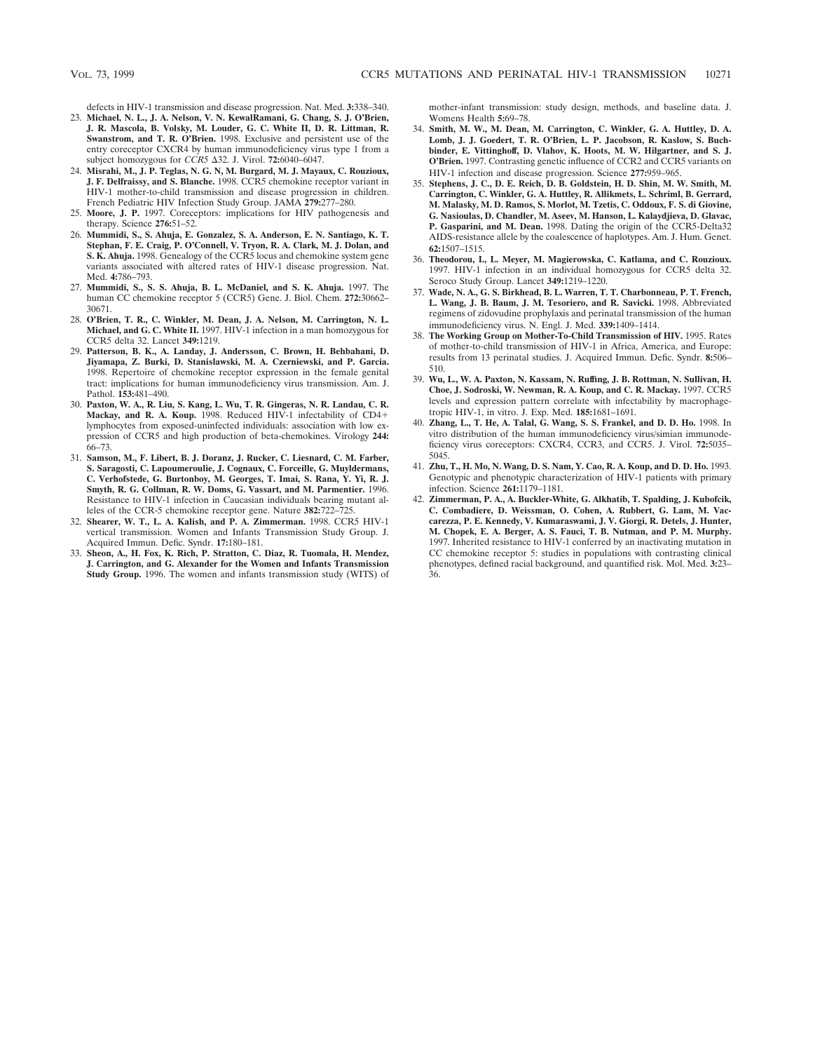defects in HIV-1 transmission and disease progression. Nat. Med. **3:**338–340.

23. **Michael, N. L., J. A. Nelson, V. N. KewalRamani, G. Chang, S. J. O'Brien, J. R. Mascola, B. Volsky, M. Louder, G. C. White II, D. R. Littman, R. Swanstrom, and T. R. O'Brien.** 1998. Exclusive and persistent use of the entry coreceptor CXCR4 by human immunodeficiency virus type 1 from a subject homozygous for *CCR5* Δ32. J. Virol. **72:**6040–6047.
24. **Misrahi, M., J. P. Teglas, N. G. N, M. Burgard, M. J. Mayaux, C. Rouzioux, J. F. Delfraissy, and S. Blanche.** 1998. CCR5 chemokine receptor variant in HIV-1 mother-to-child transmission and disease progression in children. French Pediatric HIV Infection Study Group. JAMA **279:**277–280.
25. **Moore, J. P.** 1997. Coreceptors: implications for HIV pathogenesis and therapy. Science **276:**51–52.
26. **Mummidi, S., S. Ahuja, E. Gonzalez, S. A. Anderson, E. N. Santiago, K. T. Stephan, F. E. Craig, P. O'Connell, V. Tryon, R. A. Clark, M. J. Dolan, and S. K. Ahuja.** 1998. Genealogy of the CCR5 locus and chemokine system gene variants associated with altered rates of HIV-1 disease progression. Nat. Med. **4:**786–793.
27. **Mummidi, S., S. S. Ahuja, B. L. McDaniel, and S. K. Ahuja.** 1997. The human CC chemokine receptor 5 (CCR5) Gene. J. Biol. Chem. **272:**30662–30671.
28. **O'Brien, T. R., C. Winkler, M. Dean, J. A. Nelson, M. Carrington, N. L. Michael, and G. C. White II.** 1997. HIV-1 infection in a man homozygous for CCR5 delta 32. Lancet **349:**1219.
29. **Patterson, B. K., A. Landay, J. Andersson, C. Brown, H. Behbahani, D. Jiyamapa, Z. Burki, D. Stanislawski, M. A. Czerniewski, and P. Garcia.** 1998. Repertoire of chemokine receptor expression in the female genital tract: implications for human immunodeficiency virus transmission. Am. J. Pathol. **153:**481–490.
30. **Paxton, W. A., R. Liu, S. Kang, L. Wu, T. R. Gingeras, N. R. Landau, C. R. Mackay, and R. A. Koup.** 1998. Reduced HIV-1 infectability of CD4+ lymphocytes from exposed-uninfected individuals: association with low expression of CCR5 and high production of beta-chemokines. Virology **244:**66–73.
31. **Samson, M., F. Libert, B. J. Doranz, J. Rucker, C. Liesnard, C. M. Farber, S. Saragosti, C. Lapoumeroulie, J. Cognaux, C. Forceille, G. Muyldermans, C. Verhofstede, G. Burtonboy, M. Georges, T. Imai, S. Rana, Y. Yi, R. J. Smyth, R. G. Collman, R. W. Doms, G. Vassart, and M. Parmentier.** 1996. Resistance to HIV-1 infection in Caucasian individuals bearing mutant alleles of the CCR-5 chemokine receptor gene. Nature **382:**722–725.
32. **Shearer, W. T., L. A. Kalish, and P. A. Zimmerman.** 1998. CCR5 HIV-1 vertical transmission. Women and Infants Transmission Study Group. J. Acquired Immun. Defic. Syndr. **17:**180–181.
33. **Sheon, A., H. Fox, K. Rich, P. Stratton, C. Diaz, R. Tuomala, H. Mendez, J. Carrington, and G. Alexander for the Women and Infants Transmission Study Group.** 1996. The women and infants transmission study (WITS) of mother-infant transmission: study design, methods, and baseline data. J. Womens Health **5:**69–78.
34. **Smith, M. W., M. Dean, M. Carrington, C. Winkler, G. A. Huttley, D. A. Lomb, J. J. Goedert, T. R. O'Brien, L. P. Jacobson, R. Kaslow, S. Buchbinder, E. Vittinghoff, D. Vlahov, K. Hoots, M. W. Hilgartner, and S. J. O'Brien.** 1997. Contrasting genetic influence of CCR2 and CCR5 variants on HIV-1 infection and disease progression. Science **277:**959–965.
35. **Stephens, J. C., D. E. Reich, D. B. Goldstein, H. D. Shin, M. W. Smith, M. Carrington, C. Winkler, G. A. Huttley, R. Allikmets, L. Schriml, B. Gerrard, M. Malasky, M. D. Ramos, S. Morlot, M. Tzetis, C. Oddoux, F. S. di Giovine, G. Nasioulas, D. Chandler, M. Aseev, M. Hanson, L. Kalaydjieva, D. Glavac, P. Gasparini, and M. Dean.** 1998. Dating the origin of the CCR5-Delta32 AIDS-resistance allele by the coalescence of haplotypes. Am. J. Hum. Genet. **62:**1507–1515.
36. **Theodorou, I., L. Meyer, M. Magierowska, C. Katlama, and C. Rouzioux.** 1997. HIV-1 infection in an individual homozygous for CCR5 delta 32. Seroco Study Group. Lancet **349:**1219–1220.
37. **Wade, N. A., G. S. Birkhead, B. L. Warren, T. T. Charbonneau, P. T. French, L. Wang, J. B. Baum, J. M. Tesoriero, and R. Savicki.** 1998. Abbreviated regimens of zidovudine prophylaxis and perinatal transmission of the human immunodeficiency virus. N. Engl. J. Med. **339:**1409–1414.
38. **The Working Group on Mother-To-Child Transmission of HIV.** 1995. Rates of mother-to-child transmission of HIV-1 in Africa, America, and Europe: results from 13 perinatal studies. J. Acquired Immun. Defic. Syndr. **8:**506–510.
39. **Wu, L., W. A. Paxton, N. Kassam, N. Ruffing, J. B. Rottman, N. Sullivan, H. Choe, J. Sodroski, W. Newman, R. A. Koup, and C. R. Mackay.** 1997. CCR5 levels and expression pattern correlate with infectability by macrophage-tropic HIV-1, in vitro. J. Exp. Med. **185:**1681–1691.
40. **Zhang, L., T. He, A. Talal, G. Wang, S. S. Frankel, and D. D. Ho.** 1998. In vitro distribution of the human immunodeficiency virus/simian immunodeficiency virus coreceptors: CXCR4, CCR3, and CCR5. J. Virol. **72:**5035–5045.
41. **Zhu, T., H. Mo, N. Wang, D. S. Nam, Y. Cao, R. A. Koup, and D. D. Ho.** 1993. Genotypic and phenotypic characterization of HIV-1 patients with primary infection. Science **261:**1179–1181.
42. **Zimmerman, P. A., A. Buckler-White, G. Alkhatib, T. Spalding, J. Kubofcik, C. Combadiere, D. Weissman, O. Cohen, A. Rubbert, G. Lam, M. Vaccarezza, P. E. Kennedy, V. Kumaraswami, J. V. Giorgi, R. Detels, J. Hunter, M. Chopek, E. A. Berger, A. S. Fauci, T. B. Nutman, and P. M. Murphy.** 1997. Inherited resistance to HIV-1 conferred by an inactivating mutation in CC chemokine receptor 5: studies in populations with contrasting clinical phenotypes, defined racial background, and quantified risk. Mol. Med. **3:**23–36.